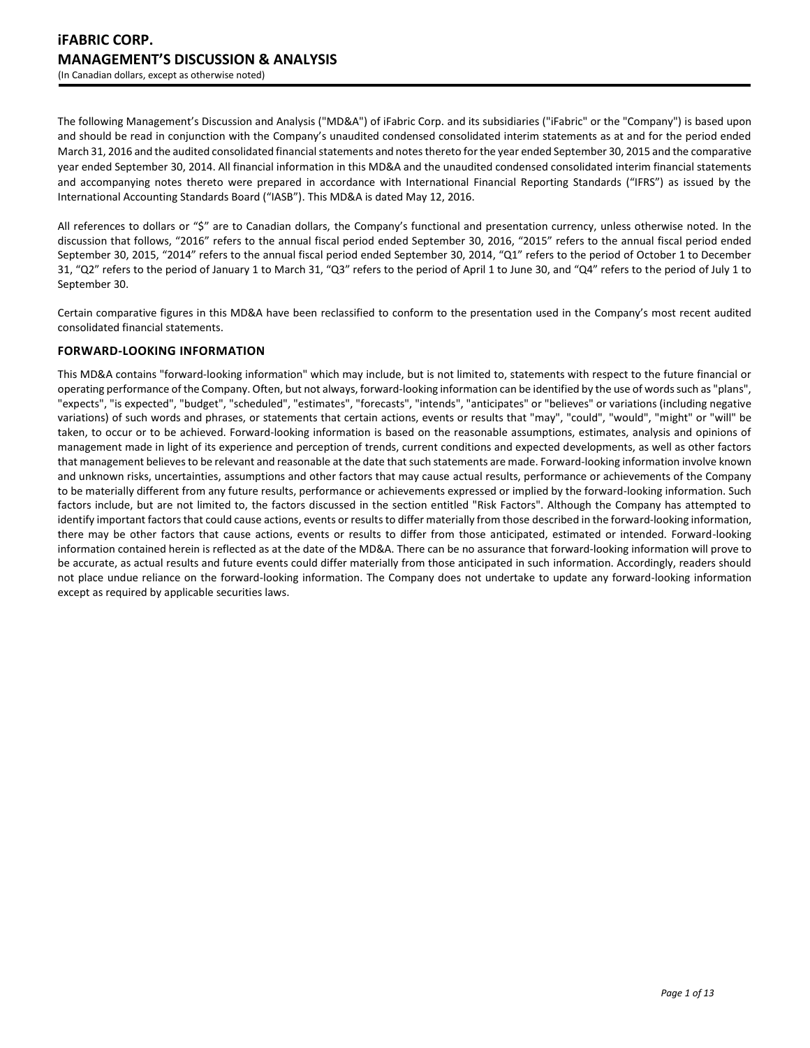# iFABRIC CORP.
# MANAGEMENT'S DISCUSSION & ANALYSIS
(In Canadian dollars, except as otherwise noted)

The following Management's Discussion and Analysis ("MD&A") of iFabric Corp. and its subsidiaries ("iFabric" or the "Company") is based upon and should be read in conjunction with the Company's unaudited condensed consolidated interim statements as at and for the period ended March 31, 2016 and the audited consolidated financial statements and notes thereto for the year ended September 30, 2015 and the comparative year ended September 30, 2014. All financial information in this MD&A and the unaudited condensed consolidated interim financial statements and accompanying notes thereto were prepared in accordance with International Financial Reporting Standards ("IFRS") as issued by the International Accounting Standards Board ("IASB"). This MD&A is dated May 12, 2016.

All references to dollars or "$" are to Canadian dollars, the Company's functional and presentation currency, unless otherwise noted. In the discussion that follows, "2016" refers to the annual fiscal period ended September 30, 2016, "2015" refers to the annual fiscal period ended September 30, 2015, "2014" refers to the annual fiscal period ended September 30, 2014, "Q1" refers to the period of October 1 to December 31, "Q2" refers to the period of January 1 to March 31, "Q3" refers to the period of April 1 to June 30, and "Q4" refers to the period of July 1 to September 30.

Certain comparative figures in this MD&A have been reclassified to conform to the presentation used in the Company's most recent audited consolidated financial statements.

## FORWARD-LOOKING INFORMATION

This MD&A contains "forward-looking information" which may include, but is not limited to, statements with respect to the future financial or operating performance of the Company. Often, but not always, forward-looking information can be identified by the use of words such as "plans", "expects", "is expected", "budget", "scheduled", "estimates", "forecasts", "intends", "anticipates" or "believes" or variations (including negative variations) of such words and phrases, or statements that certain actions, events or results that "may", "could", "would", "might" or "will" be taken, to occur or to be achieved. Forward-looking information is based on the reasonable assumptions, estimates, analysis and opinions of management made in light of its experience and perception of trends, current conditions and expected developments, as well as other factors that management believes to be relevant and reasonable at the date that such statements are made. Forward-looking information involve known and unknown risks, uncertainties, assumptions and other factors that may cause actual results, performance or achievements of the Company to be materially different from any future results, performance or achievements expressed or implied by the forward-looking information. Such factors include, but are not limited to, the factors discussed in the section entitled "Risk Factors". Although the Company has attempted to identify important factors that could cause actions, events or results to differ materially from those described in the forward-looking information, there may be other factors that cause actions, events or results to differ from those anticipated, estimated or intended. Forward-looking information contained herein is reflected as at the date of the MD&A. There can be no assurance that forward-looking information will prove to be accurate, as actual results and future events could differ materially from those anticipated in such information. Accordingly, readers should not place undue reliance on the forward-looking information. The Company does not undertake to update any forward-looking information except as required by applicable securities laws.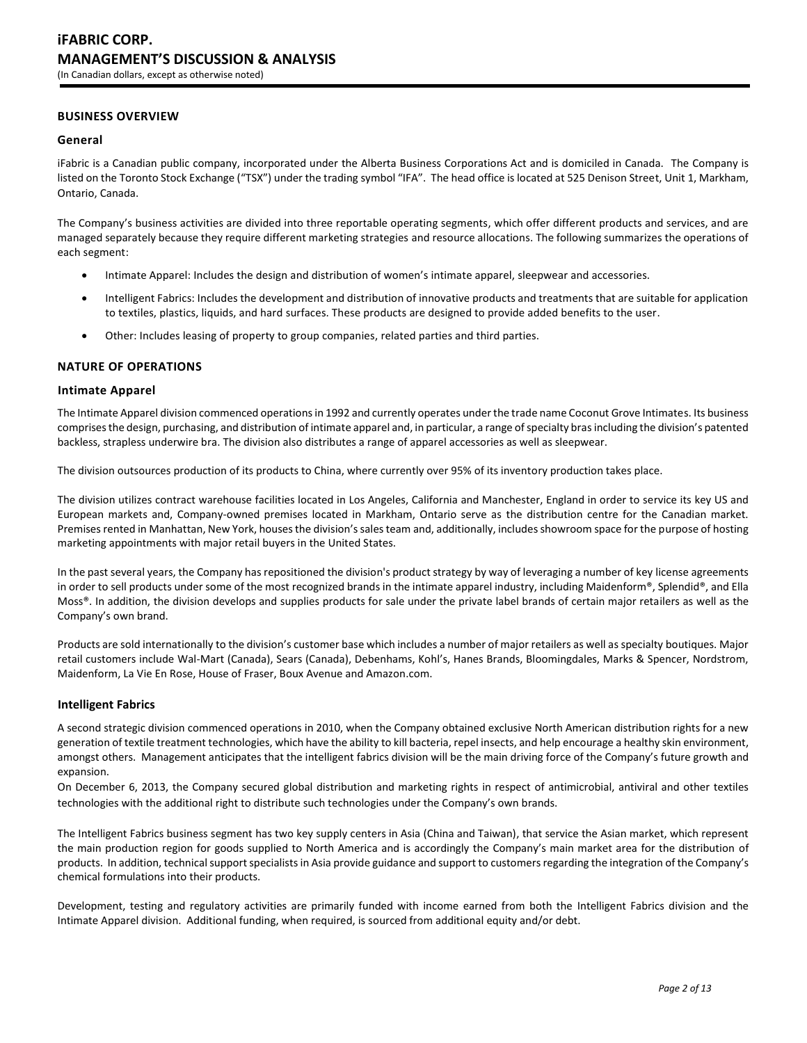## BUSINESS OVERVIEW

### General

iFabric is a Canadian public company, incorporated under the Alberta Business Corporations Act and is domiciled in Canada. The Company is listed on the Toronto Stock Exchange ("TSX") under the trading symbol "IFA". The head office is located at 525 Denison Street, Unit 1, Markham, Ontario, Canada.

The Company's business activities are divided into three reportable operating segments, which offer different products and services, and are managed separately because they require different marketing strategies and resource allocations. The following summarizes the operations of each segment:

- Intimate Apparel: Includes the design and distribution of women's intimate apparel, sleepwear and accessories.
- Intelligent Fabrics: Includes the development and distribution of innovative products and treatments that are suitable for application to textiles, plastics, liquids, and hard surfaces. These products are designed to provide added benefits to the user.
- Other: Includes leasing of property to group companies, related parties and third parties.

## NATURE OF OPERATIONS

### Intimate Apparel

The Intimate Apparel division commenced operations in 1992 and currently operates under the trade name Coconut Grove Intimates. Its business comprises the design, purchasing, and distribution of intimate apparel and, in particular, a range of specialty bras including the division's patented backless, strapless underwire bra. The division also distributes a range of apparel accessories as well as sleepwear.

The division outsources production of its products to China, where currently over 95% of its inventory production takes place.

The division utilizes contract warehouse facilities located in Los Angeles, California and Manchester, England in order to service its key US and European markets and, Company-owned premises located in Markham, Ontario serve as the distribution centre for the Canadian market. Premises rented in Manhattan, New York, houses the division's sales team and, additionally, includes showroom space for the purpose of hosting marketing appointments with major retail buyers in the United States.

In the past several years, the Company has repositioned the division's product strategy by way of leveraging a number of key license agreements in order to sell products under some of the most recognized brands in the intimate apparel industry, including Maidenform®, Splendid®, and Ella Moss®. In addition, the division develops and supplies products for sale under the private label brands of certain major retailers as well as the Company's own brand.

Products are sold internationally to the division's customer base which includes a number of major retailers as well as specialty boutiques. Major retail customers include Wal-Mart (Canada), Sears (Canada), Debenhams, Kohl's, Hanes Brands, Bloomingdales, Marks & Spencer, Nordstrom, Maidenform, La Vie En Rose, House of Fraser, Boux Avenue and Amazon.com.

### Intelligent Fabrics

A second strategic division commenced operations in 2010, when the Company obtained exclusive North American distribution rights for a new generation of textile treatment technologies, which have the ability to kill bacteria, repel insects, and help encourage a healthy skin environment, amongst others. Management anticipates that the intelligent fabrics division will be the main driving force of the Company's future growth and expansion.

On December 6, 2013, the Company secured global distribution and marketing rights in respect of antimicrobial, antiviral and other textiles technologies with the additional right to distribute such technologies under the Company's own brands.

The Intelligent Fabrics business segment has two key supply centers in Asia (China and Taiwan), that service the Asian market, which represent the main production region for goods supplied to North America and is accordingly the Company's main market area for the distribution of products. In addition, technical support specialists in Asia provide guidance and support to customers regarding the integration of the Company's chemical formulations into their products.

Development, testing and regulatory activities are primarily funded with income earned from both the Intelligent Fabrics division and the Intimate Apparel division. Additional funding, when required, is sourced from additional equity and/or debt.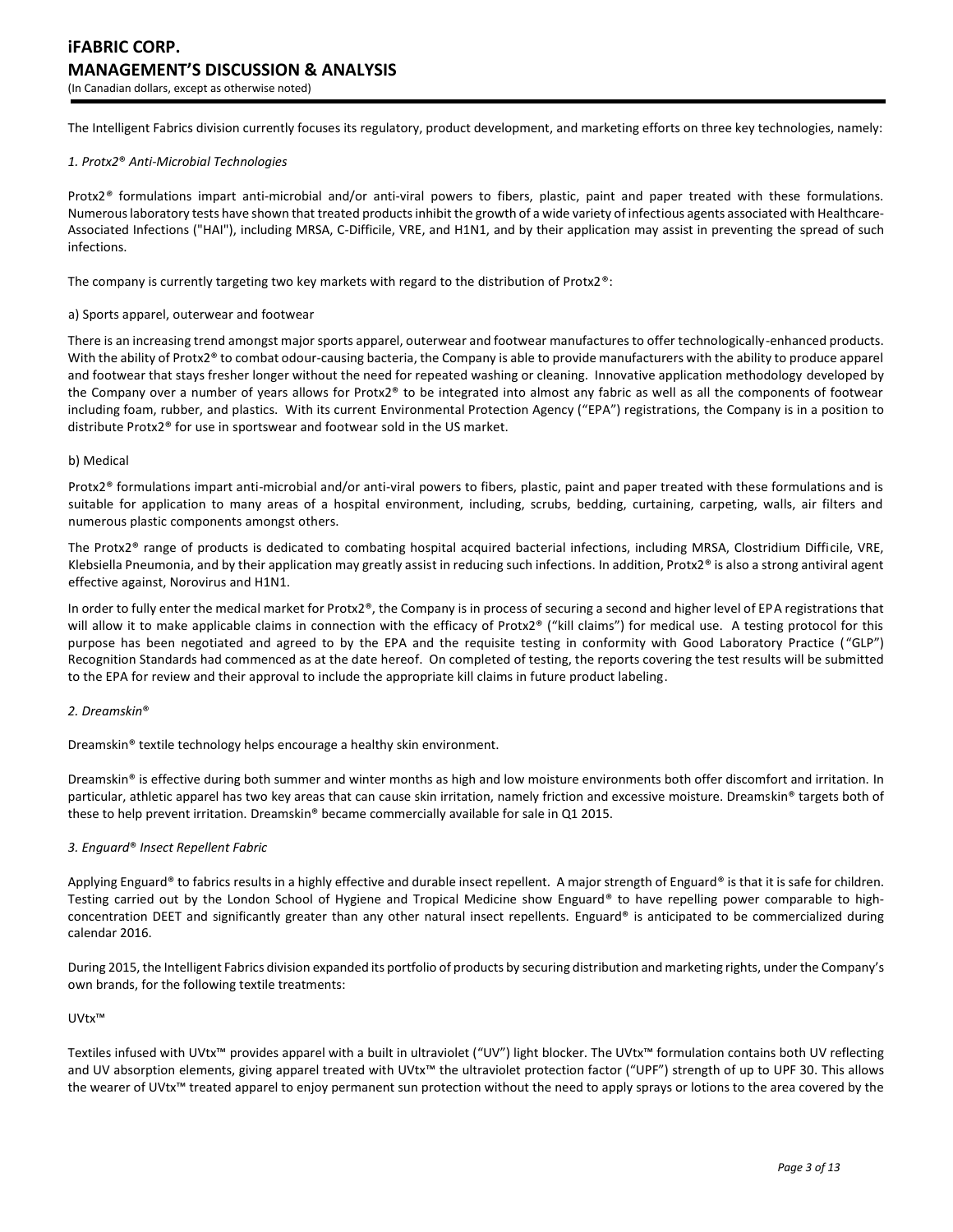The Intelligent Fabrics division currently focuses its regulatory, product development, and marketing efforts on three key technologies, namely:

*1. Protx2® Anti-Microbial Technologies*

Protx2® formulations impart anti-microbial and/or anti-viral powers to fibers, plastic, paint and paper treated with these formulations. Numerous laboratory tests have shown that treated products inhibit the growth of a wide variety of infectious agents associated with Healthcare-Associated Infections ("HAI"), including MRSA, C-Difficile, VRE, and H1N1, and by their application may assist in preventing the spread of such infections.

The company is currently targeting two key markets with regard to the distribution of Protx2®:

a) Sports apparel, outerwear and footwear

There is an increasing trend amongst major sports apparel, outerwear and footwear manufactures to offer technologically-enhanced products. With the ability of Protx2® to combat odour-causing bacteria, the Company is able to provide manufacturers with the ability to produce apparel and footwear that stays fresher longer without the need for repeated washing or cleaning. Innovative application methodology developed by the Company over a number of years allows for Protx2® to be integrated into almost any fabric as well as all the components of footwear including foam, rubber, and plastics. With its current Environmental Protection Agency ("EPA") registrations, the Company is in a position to distribute Protx2® for use in sportswear and footwear sold in the US market.

b) Medical

Protx2® formulations impart anti-microbial and/or anti-viral powers to fibers, plastic, paint and paper treated with these formulations and is suitable for application to many areas of a hospital environment, including, scrubs, bedding, curtaining, carpeting, walls, air filters and numerous plastic components amongst others.

The Protx2® range of products is dedicated to combating hospital acquired bacterial infections, including MRSA, Clostridium Difficile, VRE, Klebsiella Pneumonia, and by their application may greatly assist in reducing such infections. In addition, Protx2® is also a strong antiviral agent effective against, Norovirus and H1N1.

In order to fully enter the medical market for Protx2®, the Company is in process of securing a second and higher level of EPA registrations that will allow it to make applicable claims in connection with the efficacy of Protx2® ("kill claims") for medical use. A testing protocol for this purpose has been negotiated and agreed to by the EPA and the requisite testing in conformity with Good Laboratory Practice ("GLP") Recognition Standards had commenced as at the date hereof. On completed of testing, the reports covering the test results will be submitted to the EPA for review and their approval to include the appropriate kill claims in future product labeling.

*2. Dreamskin®*

Dreamskin® textile technology helps encourage a healthy skin environment.

Dreamskin® is effective during both summer and winter months as high and low moisture environments both offer discomfort and irritation. In particular, athletic apparel has two key areas that can cause skin irritation, namely friction and excessive moisture. Dreamskin® targets both of these to help prevent irritation. Dreamskin® became commercially available for sale in Q1 2015.

*3. Enguard® Insect Repellent Fabric*

Applying Enguard® to fabrics results in a highly effective and durable insect repellent. A major strength of Enguard® is that it is safe for children. Testing carried out by the London School of Hygiene and Tropical Medicine show Enguard® to have repelling power comparable to high-concentration DEET and significantly greater than any other natural insect repellents. Enguard® is anticipated to be commercialized during calendar 2016.

During 2015, the Intelligent Fabrics division expanded its portfolio of products by securing distribution and marketing rights, under the Company's own brands, for the following textile treatments:

UVtx™

Textiles infused with UVtx™ provides apparel with a built in ultraviolet ("UV") light blocker. The UVtx™ formulation contains both UV reflecting and UV absorption elements, giving apparel treated with UVtx™ the ultraviolet protection factor ("UPF") strength of up to UPF 30. This allows the wearer of UVtx™ treated apparel to enjoy permanent sun protection without the need to apply sprays or lotions to the area covered by the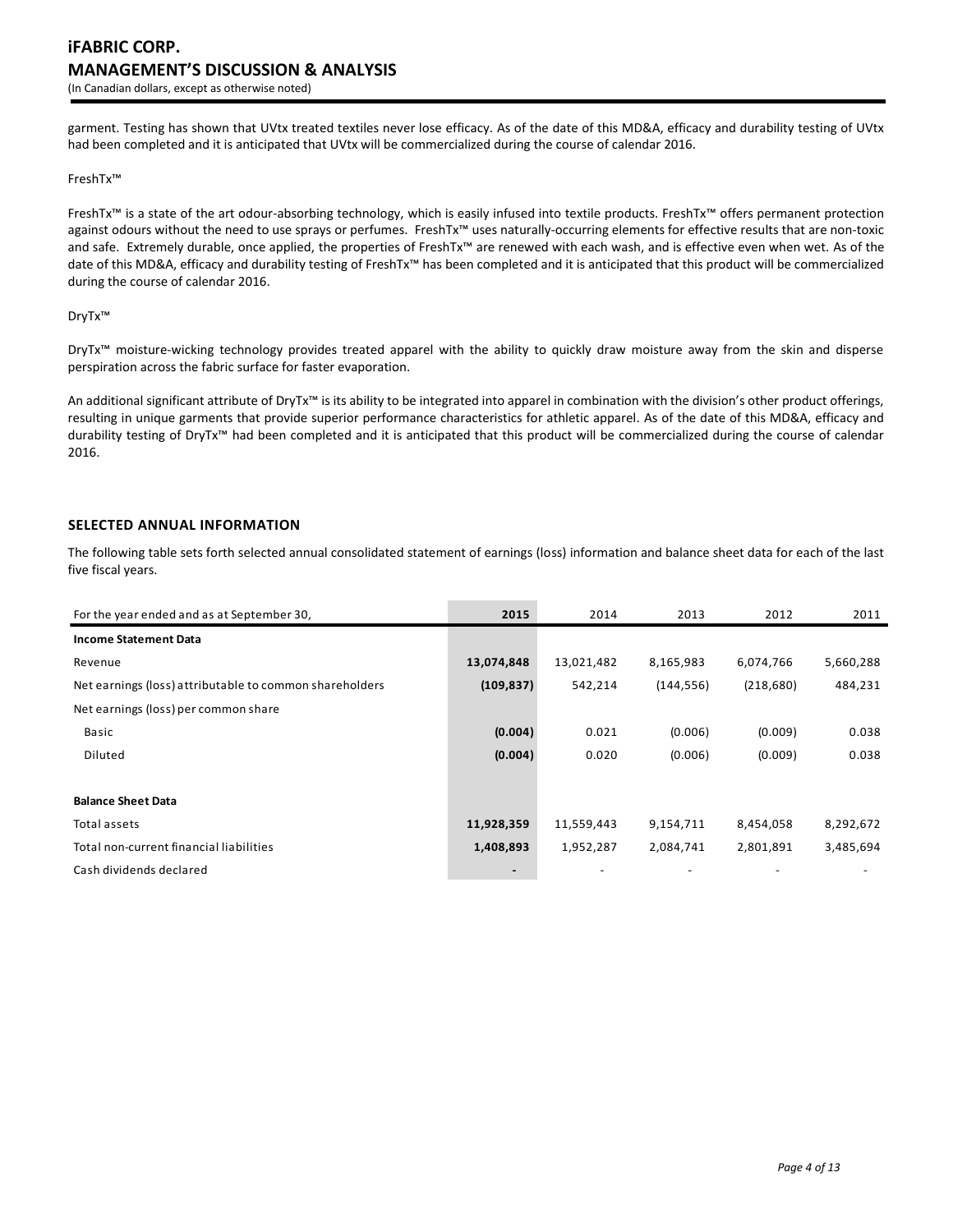garment. Testing has shown that UVtx treated textiles never lose efficacy. As of the date of this MD&A, efficacy and durability testing of UVtx had been completed and it is anticipated that UVtx will be commercialized during the course of calendar 2016.

FreshTx™

FreshTx™ is a state of the art odour-absorbing technology, which is easily infused into textile products. FreshTx™ offers permanent protection against odours without the need to use sprays or perfumes. FreshTx™ uses naturally-occurring elements for effective results that are non-toxic and safe. Extremely durable, once applied, the properties of FreshTx™ are renewed with each wash, and is effective even when wet. As of the date of this MD&A, efficacy and durability testing of FreshTx™ has been completed and it is anticipated that this product will be commercialized during the course of calendar 2016.

DryTx™

DryTx™ moisture-wicking technology provides treated apparel with the ability to quickly draw moisture away from the skin and disperse perspiration across the fabric surface for faster evaporation.

An additional significant attribute of DryTx™ is its ability to be integrated into apparel in combination with the division's other product offerings, resulting in unique garments that provide superior performance characteristics for athletic apparel. As of the date of this MD&A, efficacy and durability testing of DryTx™ had been completed and it is anticipated that this product will be commercialized during the course of calendar 2016.

## SELECTED ANNUAL INFORMATION

The following table sets forth selected annual consolidated statement of earnings (loss) information and balance sheet data for each of the last five fiscal years.

| For the year ended and as at September 30, | 2015 | 2014 | 2013 | 2012 | 2011 |
|---|---|---|---|---|---|
| **Income Statement Data** | | | | | |
| Revenue | **13,074,848** | 13,021,482 | 8,165,983 | 6,074,766 | 5,660,288 |
| Net earnings (loss) attributable to common shareholders | **(109,837)** | 542,214 | (144,556) | (218,680) | 484,231 |
| Net earnings (loss) per common share | | | | | |
| Basic | **(0.004)** | 0.021 | (0.006) | (0.009) | 0.038 |
| Diluted | **(0.004)** | 0.020 | (0.006) | (0.009) | 0.038 |
| **Balance Sheet Data** | | | | | |
| Total assets | **11,928,359** | 11,559,443 | 9,154,711 | 8,454,058 | 8,292,672 |
| Total non-current financial liabilities | **1,408,893** | 1,952,287 | 2,084,741 | 2,801,891 | 3,485,694 |
| Cash dividends declared | **-** | - | - | - | - |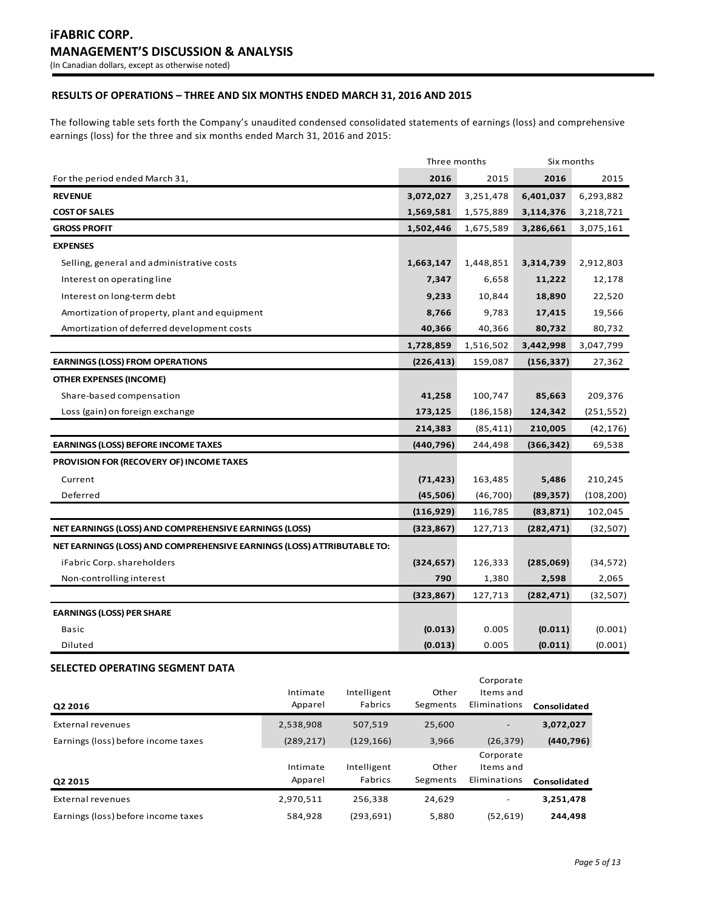# iFABRIC CORP.
## MANAGEMENT'S DISCUSSION & ANALYSIS
(In Canadian dollars, except as otherwise noted)

### RESULTS OF OPERATIONS – THREE AND SIX MONTHS ENDED MARCH 31, 2016 AND 2015

The following table sets forth the Company's unaudited condensed consolidated statements of earnings (loss) and comprehensive earnings (loss) for the three and six months ended March 31, 2016 and 2015:

| | Three months | | Six months | |
|---|---|---|---|---|
| For the period ended March 31, | **2016** | 2015 | **2016** | 2015 |
| **REVENUE** | **3,072,027** | 3,251,478 | **6,401,037** | 6,293,882 |
| **COST OF SALES** | **1,569,581** | 1,575,889 | **3,114,376** | 3,218,721 |
| **GROSS PROFIT** | **1,502,446** | 1,675,589 | **3,286,661** | 3,075,161 |
| **EXPENSES** | | | | |
| Selling, general and administrative costs | **1,663,147** | 1,448,851 | **3,314,739** | 2,912,803 |
| Interest on operating line | **7,347** | 6,658 | **11,222** | 12,178 |
| Interest on long-term debt | **9,233** | 10,844 | **18,890** | 22,520 |
| Amortization of property, plant and equipment | **8,766** | 9,783 | **17,415** | 19,566 |
| Amortization of deferred development costs | **40,366** | 40,366 | **80,732** | 80,732 |
| | **1,728,859** | 1,516,502 | **3,442,998** | 3,047,799 |
| **EARNINGS (LOSS) FROM OPERATIONS** | **(226,413)** | 159,087 | **(156,337)** | 27,362 |
| **OTHER EXPENSES (INCOME)** | | | | |
| Share-based compensation | **41,258** | 100,747 | **85,663** | 209,376 |
| Loss (gain) on foreign exchange | **173,125** | (186,158) | **124,342** | (251,552) |
| | **214,383** | (85,411) | **210,005** | (42,176) |
| **EARNINGS (LOSS) BEFORE INCOME TAXES** | **(440,796)** | 244,498 | **(366,342)** | 69,538 |
| **PROVISION FOR (RECOVERY OF) INCOME TAXES** | | | | |
| Current | **(71,423)** | 163,485 | **5,486** | 210,245 |
| Deferred | **(45,506)** | (46,700) | **(89,357)** | (108,200) |
| | **(116,929)** | 116,785 | **(83,871)** | 102,045 |
| **NET EARNINGS (LOSS) AND COMPREHENSIVE EARNINGS (LOSS)** | **(323,867)** | 127,713 | **(282,471)** | (32,507) |
| **NET EARNINGS (LOSS) AND COMPREHENSIVE EARNINGS (LOSS) ATTRIBUTABLE TO:** | | | | |
| iFabric Corp. shareholders | **(324,657)** | 126,333 | **(285,069)** | (34,572) |
| Non-controlling interest | **790** | 1,380 | **2,598** | 2,065 |
| | **(323,867)** | 127,713 | **(282,471)** | (32,507) |
| **EARNINGS (LOSS) PER SHARE** | | | | |
| Basic | **(0.013)** | 0.005 | **(0.011)** | (0.001) |
| Diluted | **(0.013)** | 0.005 | **(0.011)** | (0.001) |

### SELECTED OPERATING SEGMENT DATA

| Q2 2016 | Intimate Apparel | Intelligent Fabrics | Other Segments | Corporate Items and Eliminations | Consolidated |
|---|---|---|---|---|---|
| External revenues | 2,538,908 | 507,519 | 25,600 | - | **3,072,027** |
| Earnings (loss) before income taxes | (289,217) | (129,166) | 3,966 | (26,379) | **(440,796)** |

| Q2 2015 | Intimate Apparel | Intelligent Fabrics | Other Segments | Corporate Items and Eliminations | Consolidated |
|---|---|---|---|---|---|
| External revenues | 2,970,511 | 256,338 | 24,629 | - | **3,251,478** |
| Earnings (loss) before income taxes | 584,928 | (293,691) | 5,880 | (52,619) | **244,498** |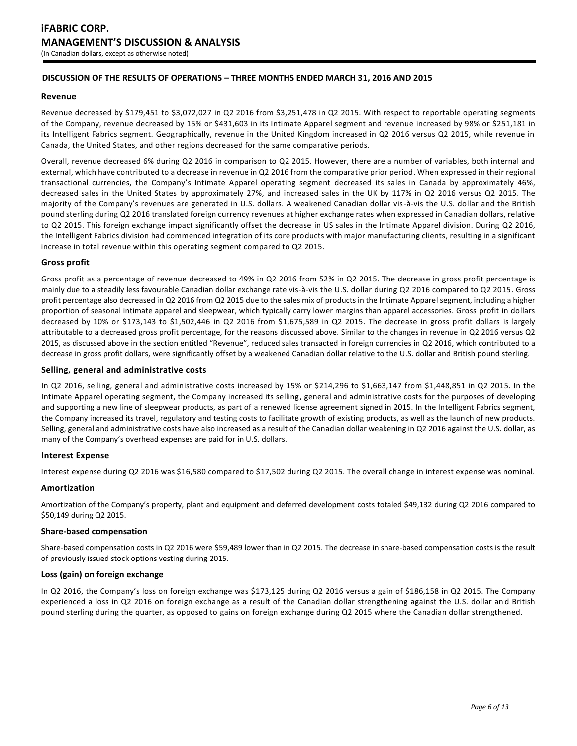## DISCUSSION OF THE RESULTS OF OPERATIONS – THREE MONTHS ENDED MARCH 31, 2016 AND 2015

### Revenue

Revenue decreased by $179,451 to $3,072,027 in Q2 2016 from $3,251,478 in Q2 2015. With respect to reportable operating segments of the Company, revenue decreased by 15% or $431,603 in its Intimate Apparel segment and revenue increased by 98% or $251,181 in its Intelligent Fabrics segment. Geographically, revenue in the United Kingdom increased in Q2 2016 versus Q2 2015, while revenue in Canada, the United States, and other regions decreased for the same comparative periods.

Overall, revenue decreased 6% during Q2 2016 in comparison to Q2 2015. However, there are a number of variables, both internal and external, which have contributed to a decrease in revenue in Q2 2016 from the comparative prior period. When expressed in their regional transactional currencies, the Company's Intimate Apparel operating segment decreased its sales in Canada by approximately 46%, decreased sales in the United States by approximately 27%, and increased sales in the UK by 117% in Q2 2016 versus Q2 2015. The majority of the Company's revenues are generated in U.S. dollars. A weakened Canadian dollar vis-à-vis the U.S. dollar and the British pound sterling during Q2 2016 translated foreign currency revenues at higher exchange rates when expressed in Canadian dollars, relative to Q2 2015. This foreign exchange impact significantly offset the decrease in US sales in the Intimate Apparel division. During Q2 2016, the Intelligent Fabrics division had commenced integration of its core products with major manufacturing clients, resulting in a significant increase in total revenue within this operating segment compared to Q2 2015.

### Gross profit

Gross profit as a percentage of revenue decreased to 49% in Q2 2016 from 52% in Q2 2015. The decrease in gross profit percentage is mainly due to a steadily less favourable Canadian dollar exchange rate vis-à-vis the U.S. dollar during Q2 2016 compared to Q2 2015. Gross profit percentage also decreased in Q2 2016 from Q2 2015 due to the sales mix of products in the Intimate Apparel segment, including a higher proportion of seasonal intimate apparel and sleepwear, which typically carry lower margins than apparel accessories. Gross profit in dollars decreased by 10% or $173,143 to $1,502,446 in Q2 2016 from $1,675,589 in Q2 2015. The decrease in gross profit dollars is largely attributable to a decreased gross profit percentage, for the reasons discussed above. Similar to the changes in revenue in Q2 2016 versus Q2 2015, as discussed above in the section entitled "Revenue", reduced sales transacted in foreign currencies in Q2 2016, which contributed to a decrease in gross profit dollars, were significantly offset by a weakened Canadian dollar relative to the U.S. dollar and British pound sterling.

### Selling, general and administrative costs

In Q2 2016, selling, general and administrative costs increased by 15% or $214,296 to $1,663,147 from $1,448,851 in Q2 2015. In the Intimate Apparel operating segment, the Company increased its selling, general and administrative costs for the purposes of developing and supporting a new line of sleepwear products, as part of a renewed license agreement signed in 2015. In the Intelligent Fabrics segment, the Company increased its travel, regulatory and testing costs to facilitate growth of existing products, as well as the launch of new products. Selling, general and administrative costs have also increased as a result of the Canadian dollar weakening in Q2 2016 against the U.S. dollar, as many of the Company's overhead expenses are paid for in U.S. dollars.

### Interest Expense

Interest expense during Q2 2016 was $16,580 compared to $17,502 during Q2 2015. The overall change in interest expense was nominal.

### Amortization

Amortization of the Company's property, plant and equipment and deferred development costs totaled $49,132 during Q2 2016 compared to $50,149 during Q2 2015.

### Share-based compensation

Share-based compensation costs in Q2 2016 were $59,489 lower than in Q2 2015. The decrease in share-based compensation costs is the result of previously issued stock options vesting during 2015.

### Loss (gain) on foreign exchange

In Q2 2016, the Company's loss on foreign exchange was $173,125 during Q2 2016 versus a gain of $186,158 in Q2 2015. The Company experienced a loss in Q2 2016 on foreign exchange as a result of the Canadian dollar strengthening against the U.S. dollar and British pound sterling during the quarter, as opposed to gains on foreign exchange during Q2 2015 where the Canadian dollar strengthened.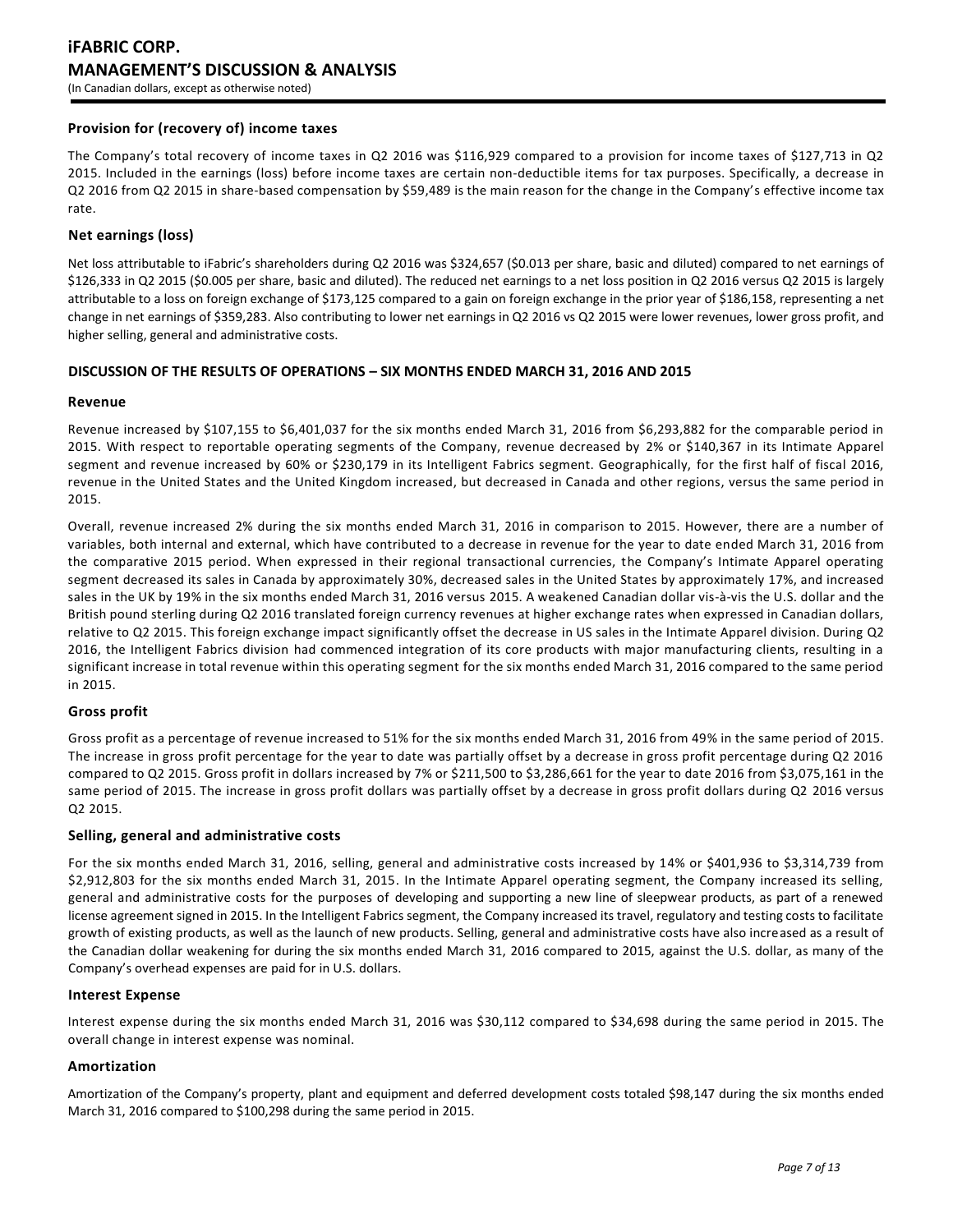### Provision for (recovery of) income taxes

The Company's total recovery of income taxes in Q2 2016 was $116,929 compared to a provision for income taxes of $127,713 in Q2 2015. Included in the earnings (loss) before income taxes are certain non-deductible items for tax purposes. Specifically, a decrease in Q2 2016 from Q2 2015 in share-based compensation by $59,489 is the main reason for the change in the Company's effective income tax rate.

### Net earnings (loss)

Net loss attributable to iFabric's shareholders during Q2 2016 was $324,657 ($0.013 per share, basic and diluted) compared to net earnings of $126,333 in Q2 2015 ($0.005 per share, basic and diluted). The reduced net earnings to a net loss position in Q2 2016 versus Q2 2015 is largely attributable to a loss on foreign exchange of $173,125 compared to a gain on foreign exchange in the prior year of $186,158, representing a net change in net earnings of $359,283. Also contributing to lower net earnings in Q2 2016 vs Q2 2015 were lower revenues, lower gross profit, and higher selling, general and administrative costs.

## DISCUSSION OF THE RESULTS OF OPERATIONS – SIX MONTHS ENDED MARCH 31, 2016 AND 2015

### Revenue

Revenue increased by $107,155 to $6,401,037 for the six months ended March 31, 2016 from $6,293,882 for the comparable period in 2015. With respect to reportable operating segments of the Company, revenue decreased by 2% or $140,367 in its Intimate Apparel segment and revenue increased by 60% or $230,179 in its Intelligent Fabrics segment. Geographically, for the first half of fiscal 2016, revenue in the United States and the United Kingdom increased, but decreased in Canada and other regions, versus the same period in 2015.

Overall, revenue increased 2% during the six months ended March 31, 2016 in comparison to 2015. However, there are a number of variables, both internal and external, which have contributed to a decrease in revenue for the year to date ended March 31, 2016 from the comparative 2015 period. When expressed in their regional transactional currencies, the Company's Intimate Apparel operating segment decreased its sales in Canada by approximately 30%, decreased sales in the United States by approximately 17%, and increased sales in the UK by 19% in the six months ended March 31, 2016 versus 2015. A weakened Canadian dollar vis-à-vis the U.S. dollar and the British pound sterling during Q2 2016 translated foreign currency revenues at higher exchange rates when expressed in Canadian dollars, relative to Q2 2015. This foreign exchange impact significantly offset the decrease in US sales in the Intimate Apparel division. During Q2 2016, the Intelligent Fabrics division had commenced integration of its core products with major manufacturing clients, resulting in a significant increase in total revenue within this operating segment for the six months ended March 31, 2016 compared to the same period in 2015.

### Gross profit

Gross profit as a percentage of revenue increased to 51% for the six months ended March 31, 2016 from 49% in the same period of 2015. The increase in gross profit percentage for the year to date was partially offset by a decrease in gross profit percentage during Q2 2016 compared to Q2 2015. Gross profit in dollars increased by 7% or $211,500 to $3,286,661 for the year to date 2016 from $3,075,161 in the same period of 2015. The increase in gross profit dollars was partially offset by a decrease in gross profit dollars during Q2 2016 versus Q2 2015.

### Selling, general and administrative costs

For the six months ended March 31, 2016, selling, general and administrative costs increased by 14% or $401,936 to $3,314,739 from $2,912,803 for the six months ended March 31, 2015. In the Intimate Apparel operating segment, the Company increased its selling, general and administrative costs for the purposes of developing and supporting a new line of sleepwear products, as part of a renewed license agreement signed in 2015. In the Intelligent Fabrics segment, the Company increased its travel, regulatory and testing costs to facilitate growth of existing products, as well as the launch of new products. Selling, general and administrative costs have also increased as a result of the Canadian dollar weakening for during the six months ended March 31, 2016 compared to 2015, against the U.S. dollar, as many of the Company's overhead expenses are paid for in U.S. dollars.

### Interest Expense

Interest expense during the six months ended March 31, 2016 was $30,112 compared to $34,698 during the same period in 2015. The overall change in interest expense was nominal.

### Amortization

Amortization of the Company's property, plant and equipment and deferred development costs totaled $98,147 during the six months ended March 31, 2016 compared to $100,298 during the same period in 2015.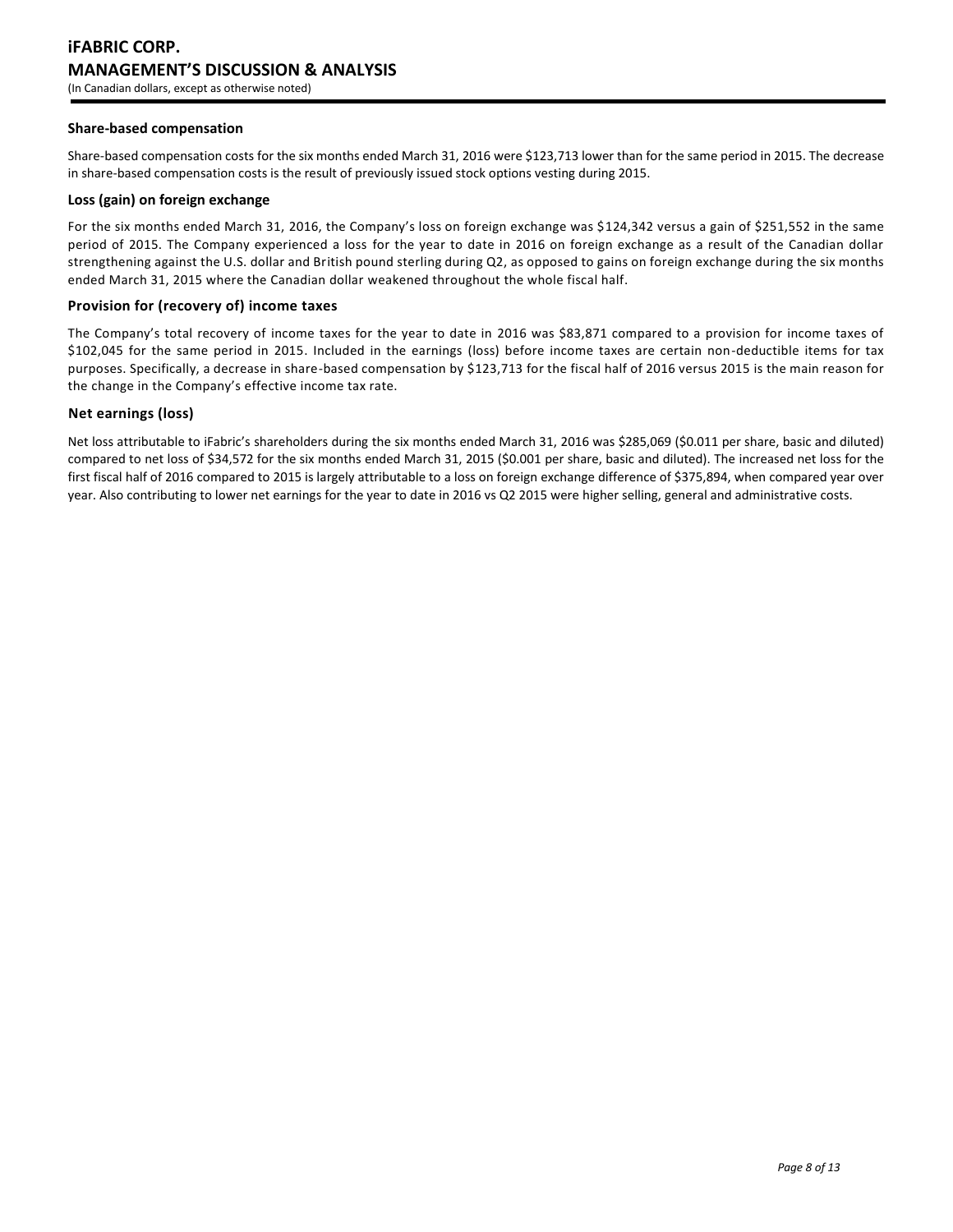### Share-based compensation

Share-based compensation costs for the six months ended March 31, 2016 were $123,713 lower than for the same period in 2015. The decrease in share-based compensation costs is the result of previously issued stock options vesting during 2015.

### Loss (gain) on foreign exchange

For the six months ended March 31, 2016, the Company's loss on foreign exchange was $124,342 versus a gain of $251,552 in the same period of 2015. The Company experienced a loss for the year to date in 2016 on foreign exchange as a result of the Canadian dollar strengthening against the U.S. dollar and British pound sterling during Q2, as opposed to gains on foreign exchange during the six months ended March 31, 2015 where the Canadian dollar weakened throughout the whole fiscal half.

### Provision for (recovery of) income taxes

The Company's total recovery of income taxes for the year to date in 2016 was $83,871 compared to a provision for income taxes of $102,045 for the same period in 2015. Included in the earnings (loss) before income taxes are certain non-deductible items for tax purposes. Specifically, a decrease in share-based compensation by $123,713 for the fiscal half of 2016 versus 2015 is the main reason for the change in the Company's effective income tax rate.

### Net earnings (loss)

Net loss attributable to iFabric's shareholders during the six months ended March 31, 2016 was $285,069 ($0.011 per share, basic and diluted) compared to net loss of $34,572 for the six months ended March 31, 2015 ($0.001 per share, basic and diluted). The increased net loss for the first fiscal half of 2016 compared to 2015 is largely attributable to a loss on foreign exchange difference of $375,894, when compared year over year. Also contributing to lower net earnings for the year to date in 2016 vs Q2 2015 were higher selling, general and administrative costs.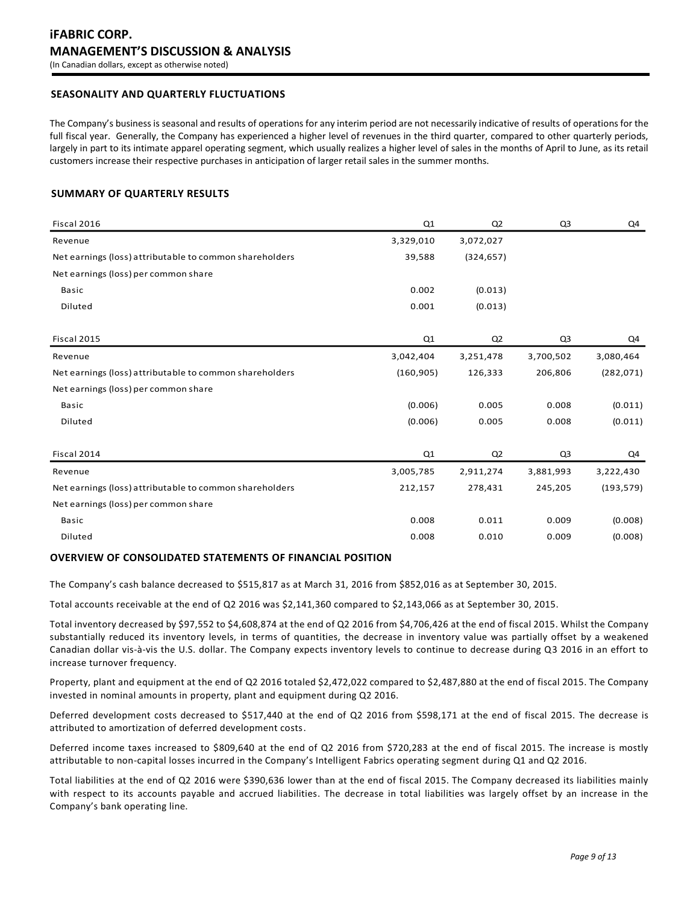## SEASONALITY AND QUARTERLY FLUCTUATIONS

The Company's business is seasonal and results of operations for any interim period are not necessarily indicative of results of operations for the full fiscal year. Generally, the Company has experienced a higher level of revenues in the third quarter, compared to other quarterly periods, largely in part to its intimate apparel operating segment, which usually realizes a higher level of sales in the months of April to June, as its retail customers increase their respective purchases in anticipation of larger retail sales in the summer months.

## SUMMARY OF QUARTERLY RESULTS

| Fiscal 2016 | Q1 | Q2 | Q3 | Q4 |
|---|---|---|---|---|
| Revenue | 3,329,010 | 3,072,027 | | |
| Net earnings (loss) attributable to common shareholders | 39,588 | (324,657) | | |
| Net earnings (loss) per common share | | | | |
| Basic | 0.002 | (0.013) | | |
| Diluted | 0.001 | (0.013) | | |

| Fiscal 2015 | Q1 | Q2 | Q3 | Q4 |
|---|---|---|---|---|
| Revenue | 3,042,404 | 3,251,478 | 3,700,502 | 3,080,464 |
| Net earnings (loss) attributable to common shareholders | (160,905) | 126,333 | 206,806 | (282,071) |
| Net earnings (loss) per common share | | | | |
| Basic | (0.006) | 0.005 | 0.008 | (0.011) |
| Diluted | (0.006) | 0.005 | 0.008 | (0.011) |

| Fiscal 2014 | Q1 | Q2 | Q3 | Q4 |
|---|---|---|---|---|
| Revenue | 3,005,785 | 2,911,274 | 3,881,993 | 3,222,430 |
| Net earnings (loss) attributable to common shareholders | 212,157 | 278,431 | 245,205 | (193,579) |
| Net earnings (loss) per common share | | | | |
| Basic | 0.008 | 0.011 | 0.009 | (0.008) |
| Diluted | 0.008 | 0.010 | 0.009 | (0.008) |

## OVERVIEW OF CONSOLIDATED STATEMENTS OF FINANCIAL POSITION

The Company's cash balance decreased to $515,817 as at March 31, 2016 from $852,016 as at September 30, 2015.

Total accounts receivable at the end of Q2 2016 was $2,141,360 compared to $2,143,066 as at September 30, 2015.

Total inventory decreased by $97,552 to $4,608,874 at the end of Q2 2016 from $4,706,426 at the end of fiscal 2015. Whilst the Company substantially reduced its inventory levels, in terms of quantities, the decrease in inventory value was partially offset by a weakened Canadian dollar vis-à-vis the U.S. dollar. The Company expects inventory levels to continue to decrease during Q3 2016 in an effort to increase turnover frequency.

Property, plant and equipment at the end of Q2 2016 totaled $2,472,022 compared to $2,487,880 at the end of fiscal 2015. The Company invested in nominal amounts in property, plant and equipment during Q2 2016.

Deferred development costs decreased to $517,440 at the end of Q2 2016 from $598,171 at the end of fiscal 2015. The decrease is attributed to amortization of deferred development costs.

Deferred income taxes increased to $809,640 at the end of Q2 2016 from $720,283 at the end of fiscal 2015. The increase is mostly attributable to non-capital losses incurred in the Company's Intelligent Fabrics operating segment during Q1 and Q2 2016.

Total liabilities at the end of Q2 2016 were $390,636 lower than at the end of fiscal 2015. The Company decreased its liabilities mainly with respect to its accounts payable and accrued liabilities. The decrease in total liabilities was largely offset by an increase in the Company's bank operating line.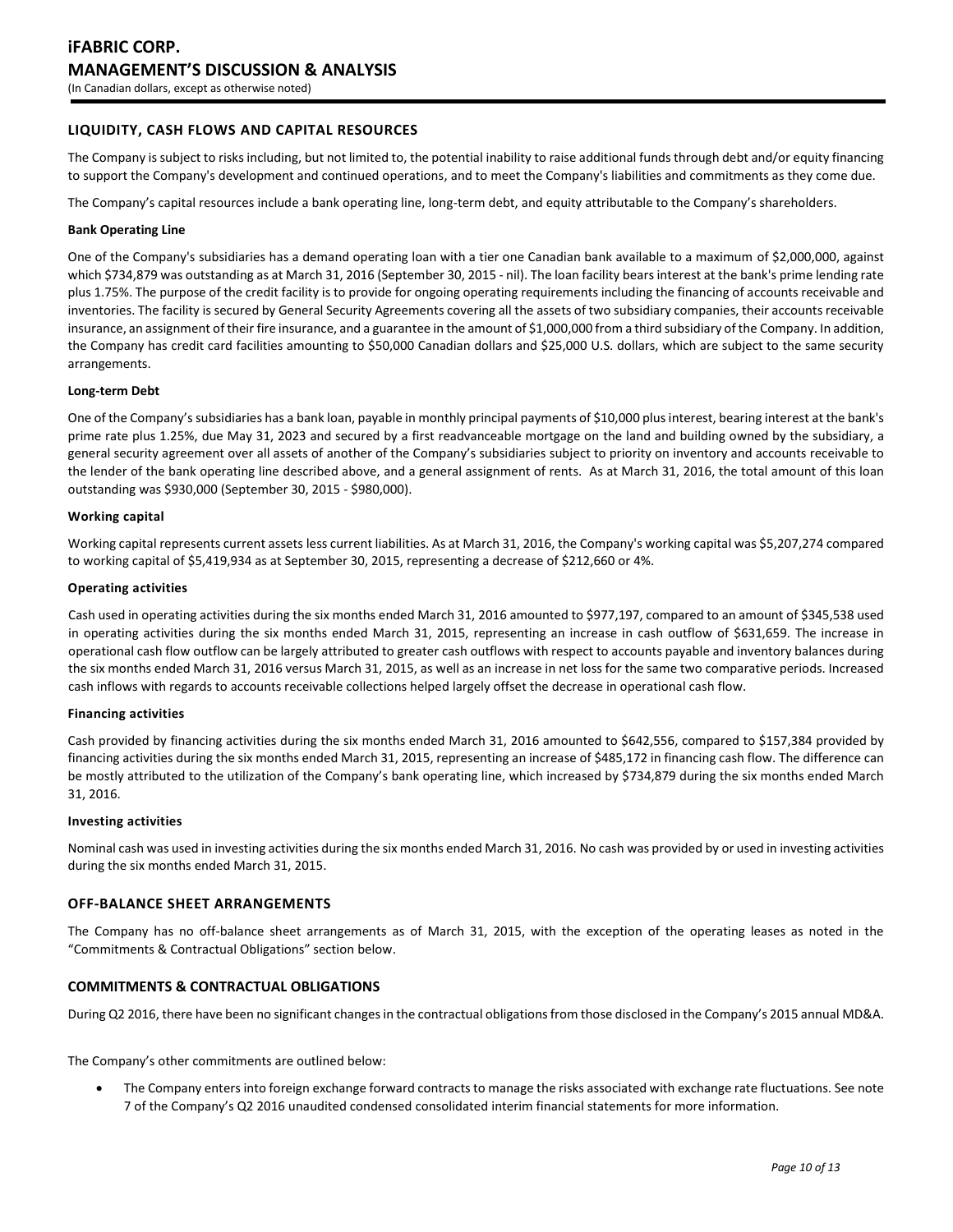## LIQUIDITY, CASH FLOWS AND CAPITAL RESOURCES

The Company is subject to risks including, but not limited to, the potential inability to raise additional funds through debt and/or equity financing to support the Company's development and continued operations, and to meet the Company's liabilities and commitments as they come due.

The Company's capital resources include a bank operating line, long-term debt, and equity attributable to the Company's shareholders.

### Bank Operating Line

One of the Company's subsidiaries has a demand operating loan with a tier one Canadian bank available to a maximum of $2,000,000, against which $734,879 was outstanding as at March 31, 2016 (September 30, 2015 - nil). The loan facility bears interest at the bank's prime lending rate plus 1.75%. The purpose of the credit facility is to provide for ongoing operating requirements including the financing of accounts receivable and inventories. The facility is secured by General Security Agreements covering all the assets of two subsidiary companies, their accounts receivable insurance, an assignment of their fire insurance, and a guarantee in the amount of $1,000,000 from a third subsidiary of the Company. In addition, the Company has credit card facilities amounting to $50,000 Canadian dollars and $25,000 U.S. dollars, which are subject to the same security arrangements.

### Long-term Debt

One of the Company's subsidiaries has a bank loan, payable in monthly principal payments of $10,000 plus interest, bearing interest at the bank's prime rate plus 1.25%, due May 31, 2023 and secured by a first readvanceable mortgage on the land and building owned by the subsidiary, a general security agreement over all assets of another of the Company's subsidiaries subject to priority on inventory and accounts receivable to the lender of the bank operating line described above, and a general assignment of rents. As at March 31, 2016, the total amount of this loan outstanding was $930,000 (September 30, 2015 - $980,000).

### Working capital

Working capital represents current assets less current liabilities. As at March 31, 2016, the Company's working capital was $5,207,274 compared to working capital of $5,419,934 as at September 30, 2015, representing a decrease of $212,660 or 4%.

### Operating activities

Cash used in operating activities during the six months ended March 31, 2016 amounted to $977,197, compared to an amount of $345,538 used in operating activities during the six months ended March 31, 2015, representing an increase in cash outflow of $631,659. The increase in operational cash flow outflow can be largely attributed to greater cash outflows with respect to accounts payable and inventory balances during the six months ended March 31, 2016 versus March 31, 2015, as well as an increase in net loss for the same two comparative periods. Increased cash inflows with regards to accounts receivable collections helped largely offset the decrease in operational cash flow.

### Financing activities

Cash provided by financing activities during the six months ended March 31, 2016 amounted to $642,556, compared to $157,384 provided by financing activities during the six months ended March 31, 2015, representing an increase of $485,172 in financing cash flow. The difference can be mostly attributed to the utilization of the Company's bank operating line, which increased by $734,879 during the six months ended March 31, 2016.

### Investing activities

Nominal cash was used in investing activities during the six months ended March 31, 2016. No cash was provided by or used in investing activities during the six months ended March 31, 2015.

## OFF-BALANCE SHEET ARRANGEMENTS

The Company has no off-balance sheet arrangements as of March 31, 2015, with the exception of the operating leases as noted in the "Commitments & Contractual Obligations" section below.

## COMMITMENTS & CONTRACTUAL OBLIGATIONS

During Q2 2016, there have been no significant changes in the contractual obligations from those disclosed in the Company's 2015 annual MD&A.

The Company's other commitments are outlined below:

- The Company enters into foreign exchange forward contracts to manage the risks associated with exchange rate fluctuations. See note 7 of the Company's Q2 2016 unaudited condensed consolidated interim financial statements for more information.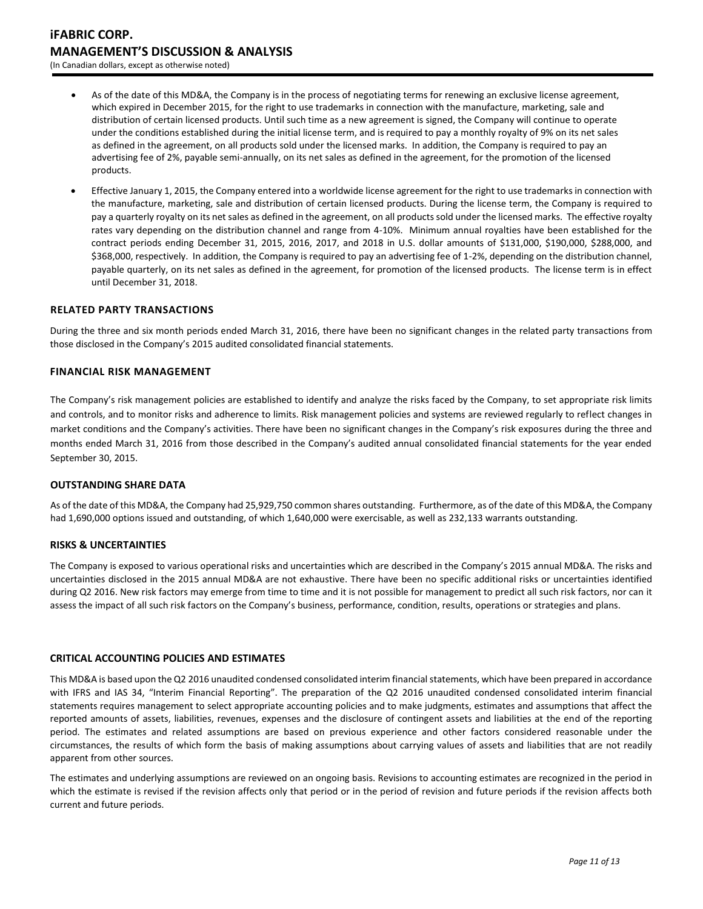- As of the date of this MD&A, the Company is in the process of negotiating terms for renewing an exclusive license agreement, which expired in December 2015, for the right to use trademarks in connection with the manufacture, marketing, sale and distribution of certain licensed products. Until such time as a new agreement is signed, the Company will continue to operate under the conditions established during the initial license term, and is required to pay a monthly royalty of 9% on its net sales as defined in the agreement, on all products sold under the licensed marks. In addition, the Company is required to pay an advertising fee of 2%, payable semi-annually, on its net sales as defined in the agreement, for the promotion of the licensed products.
- Effective January 1, 2015, the Company entered into a worldwide license agreement for the right to use trademarks in connection with the manufacture, marketing, sale and distribution of certain licensed products. During the license term, the Company is required to pay a quarterly royalty on its net sales as defined in the agreement, on all products sold under the licensed marks. The effective royalty rates vary depending on the distribution channel and range from 4-10%. Minimum annual royalties have been established for the contract periods ending December 31, 2015, 2016, 2017, and 2018 in U.S. dollar amounts of $131,000, $190,000, $288,000, and $368,000, respectively. In addition, the Company is required to pay an advertising fee of 1-2%, depending on the distribution channel, payable quarterly, on its net sales as defined in the agreement, for promotion of the licensed products. The license term is in effect until December 31, 2018.

### RELATED PARTY TRANSACTIONS

During the three and six month periods ended March 31, 2016, there have been no significant changes in the related party transactions from those disclosed in the Company's 2015 audited consolidated financial statements.

### FINANCIAL RISK MANAGEMENT

The Company's risk management policies are established to identify and analyze the risks faced by the Company, to set appropriate risk limits and controls, and to monitor risks and adherence to limits. Risk management policies and systems are reviewed regularly to reflect changes in market conditions and the Company's activities. There have been no significant changes in the Company's risk exposures during the three and months ended March 31, 2016 from those described in the Company's audited annual consolidated financial statements for the year ended September 30, 2015.

### OUTSTANDING SHARE DATA

As of the date of this MD&A, the Company had 25,929,750 common shares outstanding. Furthermore, as of the date of this MD&A, the Company had 1,690,000 options issued and outstanding, of which 1,640,000 were exercisable, as well as 232,133 warrants outstanding.

### RISKS & UNCERTAINTIES

The Company is exposed to various operational risks and uncertainties which are described in the Company's 2015 annual MD&A. The risks and uncertainties disclosed in the 2015 annual MD&A are not exhaustive. There have been no specific additional risks or uncertainties identified during Q2 2016. New risk factors may emerge from time to time and it is not possible for management to predict all such risk factors, nor can it assess the impact of all such risk factors on the Company's business, performance, condition, results, operations or strategies and plans.

### CRITICAL ACCOUNTING POLICIES AND ESTIMATES

This MD&A is based upon the Q2 2016 unaudited condensed consolidated interim financial statements, which have been prepared in accordance with IFRS and IAS 34, "Interim Financial Reporting". The preparation of the Q2 2016 unaudited condensed consolidated interim financial statements requires management to select appropriate accounting policies and to make judgments, estimates and assumptions that affect the reported amounts of assets, liabilities, revenues, expenses and the disclosure of contingent assets and liabilities at the end of the reporting period. The estimates and related assumptions are based on previous experience and other factors considered reasonable under the circumstances, the results of which form the basis of making assumptions about carrying values of assets and liabilities that are not readily apparent from other sources.

The estimates and underlying assumptions are reviewed on an ongoing basis. Revisions to accounting estimates are recognized in the period in which the estimate is revised if the revision affects only that period or in the period of revision and future periods if the revision affects both current and future periods.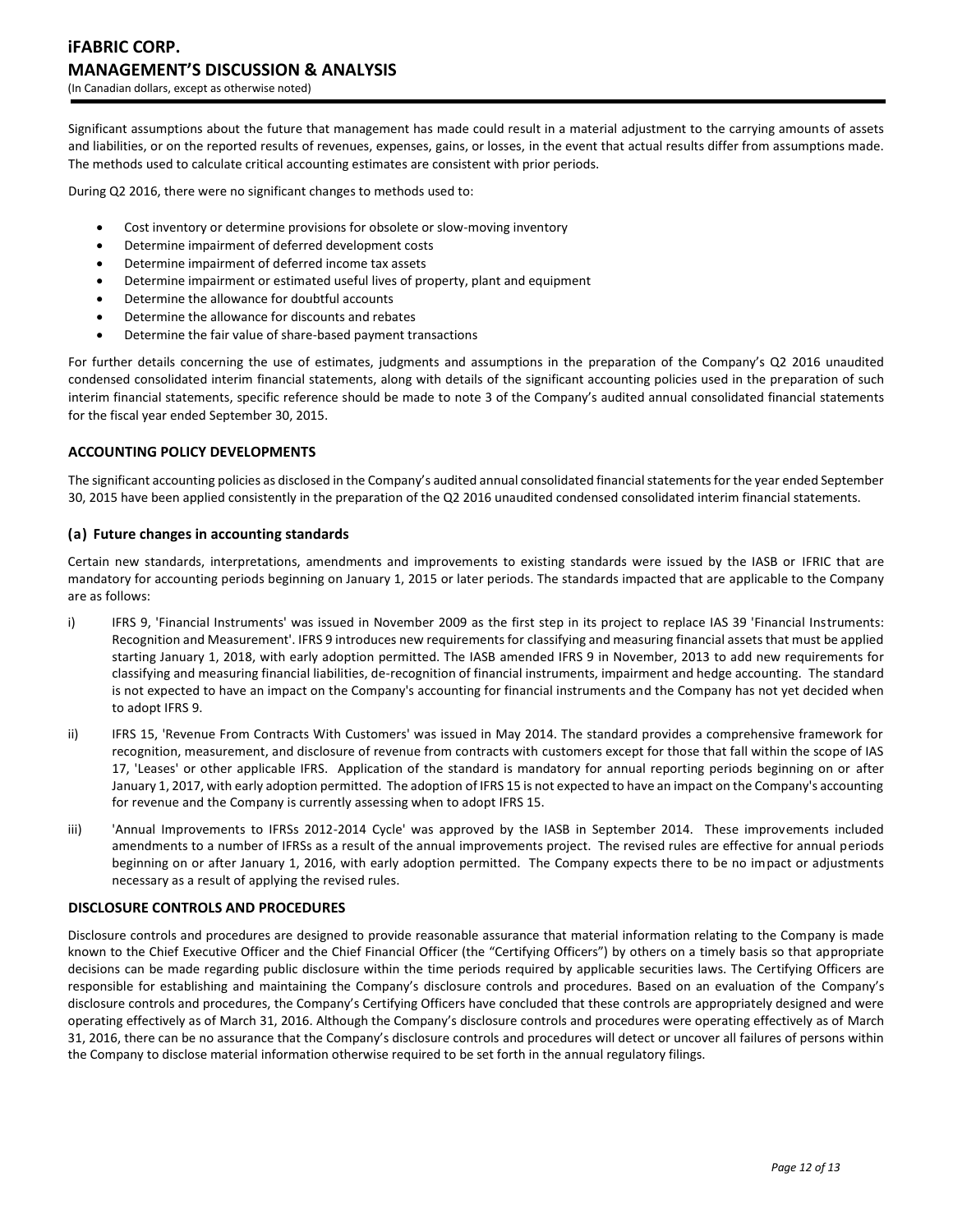Significant assumptions about the future that management has made could result in a material adjustment to the carrying amounts of assets and liabilities, or on the reported results of revenues, expenses, gains, or losses, in the event that actual results differ from assumptions made. The methods used to calculate critical accounting estimates are consistent with prior periods.

During Q2 2016, there were no significant changes to methods used to:

- Cost inventory or determine provisions for obsolete or slow-moving inventory
- Determine impairment of deferred development costs
- Determine impairment of deferred income tax assets
- Determine impairment or estimated useful lives of property, plant and equipment
- Determine the allowance for doubtful accounts
- Determine the allowance for discounts and rebates
- Determine the fair value of share-based payment transactions

For further details concerning the use of estimates, judgments and assumptions in the preparation of the Company's Q2 2016 unaudited condensed consolidated interim financial statements, along with details of the significant accounting policies used in the preparation of such interim financial statements, specific reference should be made to note 3 of the Company's audited annual consolidated financial statements for the fiscal year ended September 30, 2015.

## ACCOUNTING POLICY DEVELOPMENTS

The significant accounting policies as disclosed in the Company's audited annual consolidated financial statements for the year ended September 30, 2015 have been applied consistently in the preparation of the Q2 2016 unaudited condensed consolidated interim financial statements.

### (a) Future changes in accounting standards

Certain new standards, interpretations, amendments and improvements to existing standards were issued by the IASB or IFRIC that are mandatory for accounting periods beginning on January 1, 2015 or later periods. The standards impacted that are applicable to the Company are as follows:

i) IFRS 9, 'Financial Instruments' was issued in November 2009 as the first step in its project to replace IAS 39 'Financial Instruments: Recognition and Measurement'. IFRS 9 introduces new requirements for classifying and measuring financial assets that must be applied starting January 1, 2018, with early adoption permitted. The IASB amended IFRS 9 in November, 2013 to add new requirements for classifying and measuring financial liabilities, de-recognition of financial instruments, impairment and hedge accounting. The standard is not expected to have an impact on the Company's accounting for financial instruments and the Company has not yet decided when to adopt IFRS 9.

ii) IFRS 15, 'Revenue From Contracts With Customers' was issued in May 2014. The standard provides a comprehensive framework for recognition, measurement, and disclosure of revenue from contracts with customers except for those that fall within the scope of IAS 17, 'Leases' or other applicable IFRS. Application of the standard is mandatory for annual reporting periods beginning on or after January 1, 2017, with early adoption permitted. The adoption of IFRS 15 is not expected to have an impact on the Company's accounting for revenue and the Company is currently assessing when to adopt IFRS 15.

iii) 'Annual Improvements to IFRSs 2012-2014 Cycle' was approved by the IASB in September 2014. These improvements included amendments to a number of IFRSs as a result of the annual improvements project. The revised rules are effective for annual periods beginning on or after January 1, 2016, with early adoption permitted. The Company expects there to be no impact or adjustments necessary as a result of applying the revised rules.

## DISCLOSURE CONTROLS AND PROCEDURES

Disclosure controls and procedures are designed to provide reasonable assurance that material information relating to the Company is made known to the Chief Executive Officer and the Chief Financial Officer (the "Certifying Officers") by others on a timely basis so that appropriate decisions can be made regarding public disclosure within the time periods required by applicable securities laws. The Certifying Officers are responsible for establishing and maintaining the Company's disclosure controls and procedures. Based on an evaluation of the Company's disclosure controls and procedures, the Company's Certifying Officers have concluded that these controls are appropriately designed and were operating effectively as of March 31, 2016. Although the Company's disclosure controls and procedures were operating effectively as of March 31, 2016, there can be no assurance that the Company's disclosure controls and procedures will detect or uncover all failures of persons within the Company to disclose material information otherwise required to be set forth in the annual regulatory filings.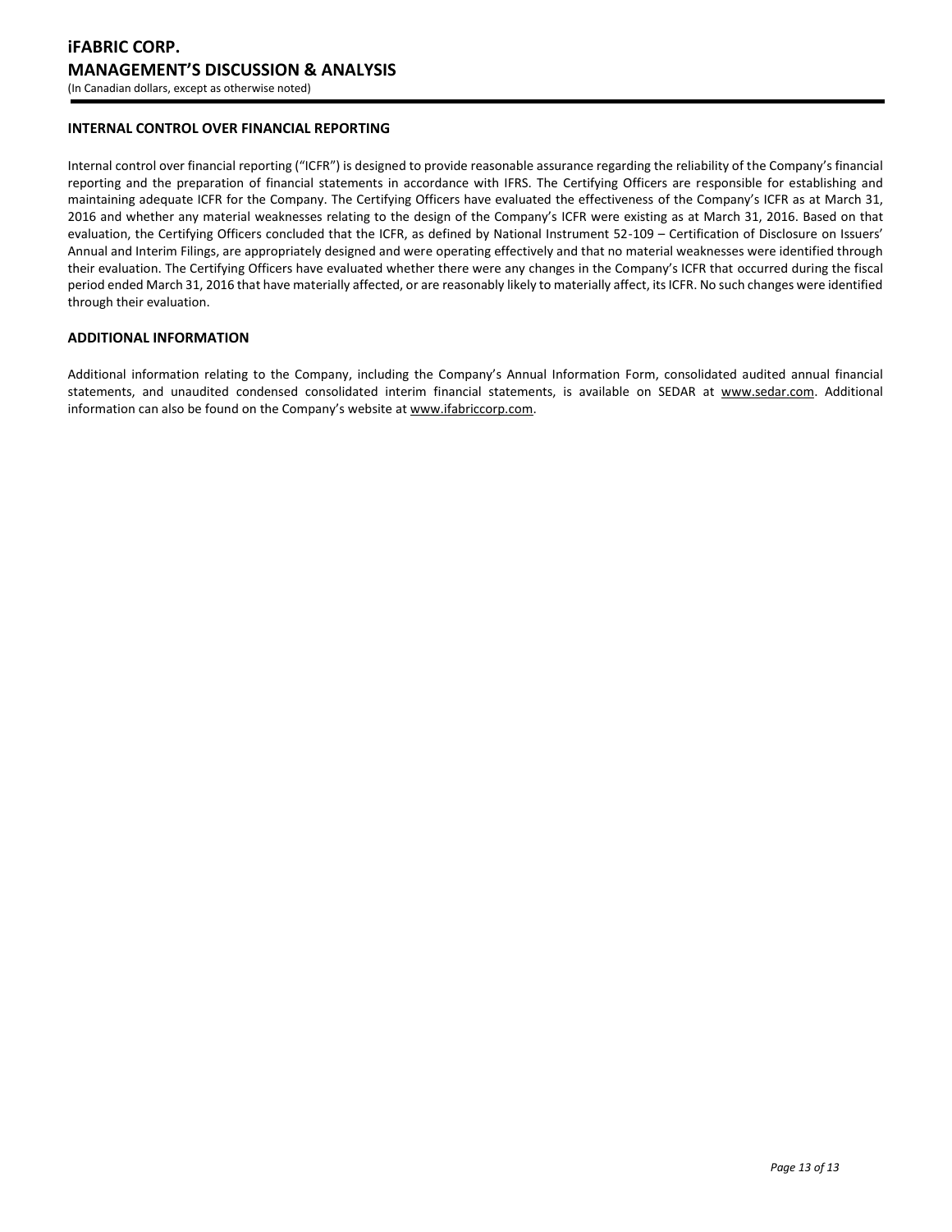## INTERNAL CONTROL OVER FINANCIAL REPORTING

Internal control over financial reporting ("ICFR") is designed to provide reasonable assurance regarding the reliability of the Company's financial reporting and the preparation of financial statements in accordance with IFRS. The Certifying Officers are responsible for establishing and maintaining adequate ICFR for the Company. The Certifying Officers have evaluated the effectiveness of the Company's ICFR as at March 31, 2016 and whether any material weaknesses relating to the design of the Company's ICFR were existing as at March 31, 2016. Based on that evaluation, the Certifying Officers concluded that the ICFR, as defined by National Instrument 52-109 – Certification of Disclosure on Issuers' Annual and Interim Filings, are appropriately designed and were operating effectively and that no material weaknesses were identified through their evaluation. The Certifying Officers have evaluated whether there were any changes in the Company's ICFR that occurred during the fiscal period ended March 31, 2016 that have materially affected, or are reasonably likely to materially affect, its ICFR. No such changes were identified through their evaluation.

## ADDITIONAL INFORMATION

Additional information relating to the Company, including the Company's Annual Information Form, consolidated audited annual financial statements, and unaudited condensed consolidated interim financial statements, is available on SEDAR at www.sedar.com. Additional information can also be found on the Company's website at www.ifabriccorp.com.